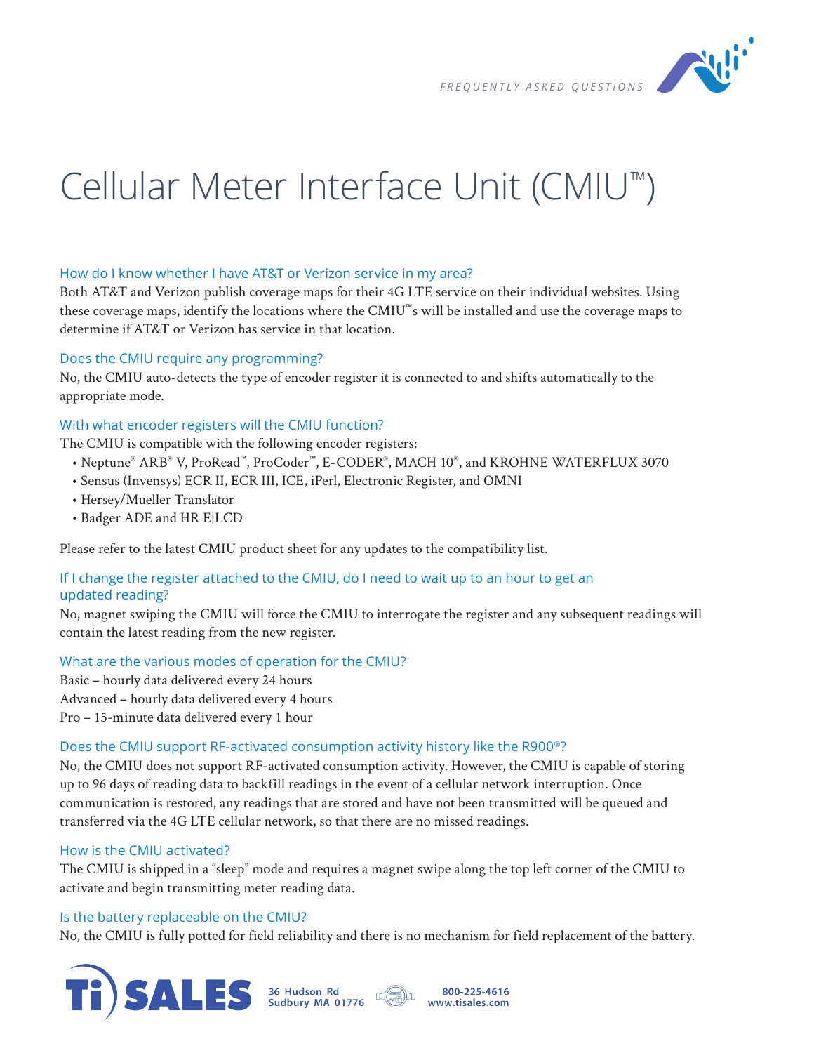FREQUENTLY ASKED QUESTIONS

# Cellular Meter Interface Unit (CMIU™)

### How do I know whether I have AT&T or Verizon service in my area?

Both AT&T and Verizon publish coverage maps for their 4G LTE service on their individual websites. Using these coverage maps, identify the locations where the CMIU™s will be installed and use the coverage maps to determine if AT&T or Verizon has service in that location.

### Does the CMIU require any programming?

No, the CMIU auto-detects the type of encoder register it is connected to and shifts automatically to the appropriate mode.

### With what encoder registers will the CMIU function?

The CMIU is compatible with the following encoder registers:

- Neptune® ARB® V, ProRead™, ProCoder™, E-CODER®, MACH 10®, and KROHNE WATERFLUX 3070
- Sensus (Invensys) ECR II, ECR III, ICE, iPerl, Electronic Register, and OMNI
- Hersey/Mueller Translator
- Badger ADE and HR E|LCD

Please refer to the latest CMIU product sheet for any updates to the compatibility list.

### If I change the register attached to the CMIU, do I need to wait up to an hour to get an updated reading?

No, magnet swiping the CMIU will force the CMIU to interrogate the register and any subsequent readings will contain the latest reading from the new register.

### What are the various modes of operation for the CMIU?

Basic – hourly data delivered every 24 hours
Advanced – hourly data delivered every 4 hours
Pro – 15-minute data delivered every 1 hour

### Does the CMIU support RF-activated consumption activity history like the R900®?

No, the CMIU does not support RF-activated consumption activity. However, the CMIU is capable of storing up to 96 days of reading data to backfill readings in the event of a cellular network interruption. Once communication is restored, any readings that are stored and have not been transmitted will be queued and transferred via the 4G LTE cellular network, so that there are no missed readings.

### How is the CMIU activated?

The CMIU is shipped in a "sleep" mode and requires a magnet swipe along the top left corner of the CMIU to activate and begin transmitting meter reading data.

### Is the battery replaceable on the CMIU?

No, the CMIU is fully potted for field reliability and there is no mechanism for field replacement of the battery.

Ti SALES 36 Hudson Rd Sudbury MA 01776 800-225-4616 www.tisales.com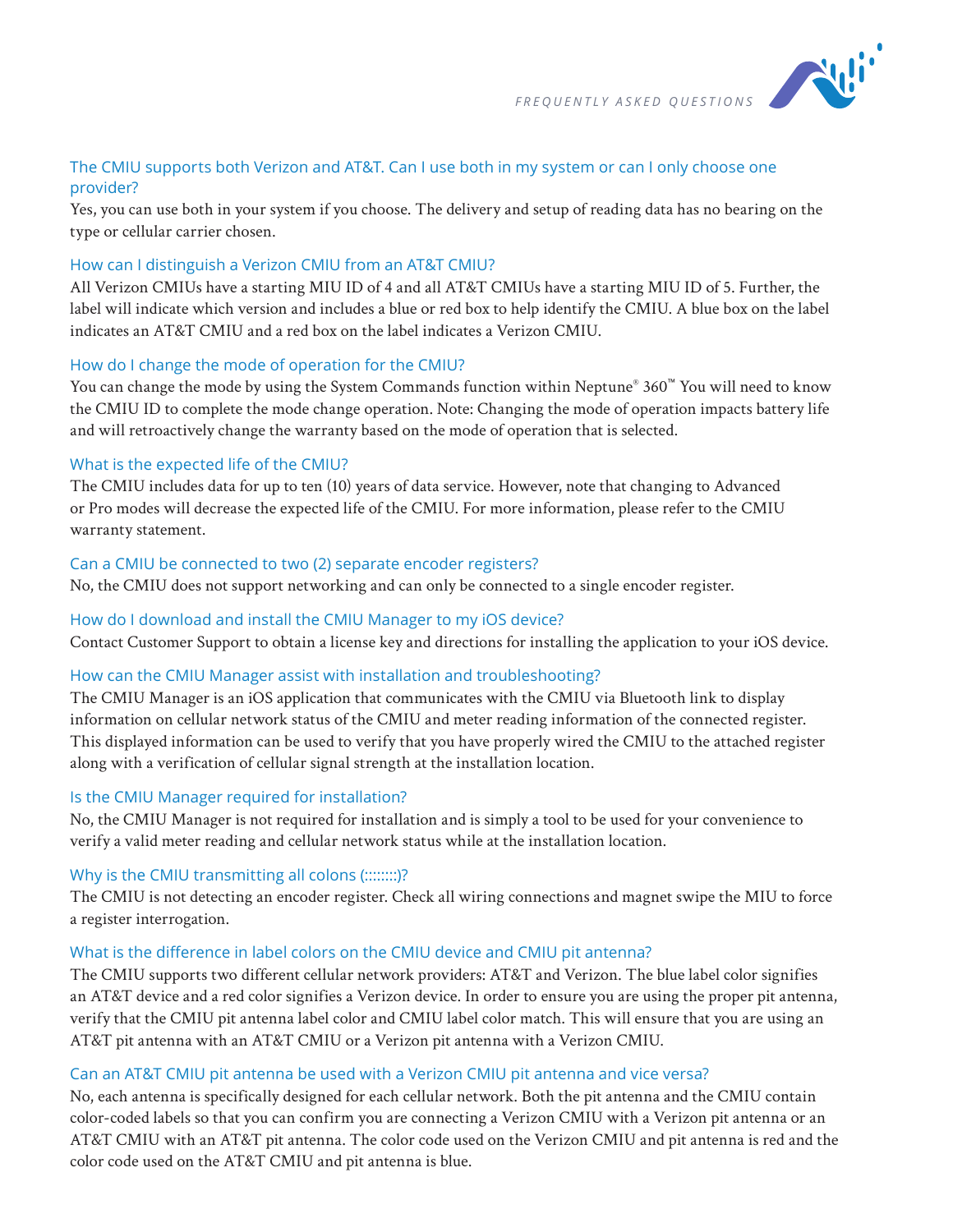### The CMIU supports both Verizon and AT&T. Can I use both in my system or can I only choose one provider?

Yes, you can use both in your system if you choose. The delivery and setup of reading data has no bearing on the type or cellular carrier chosen.

### How can I distinguish a Verizon CMIU from an AT&T CMIU?

All Verizon CMIUs have a starting MIU ID of 4 and all AT&T CMIUs have a starting MIU ID of 5. Further, the label will indicate which version and includes a blue or red box to help identify the CMIU. A blue box on the label indicates an AT&T CMIU and a red box on the label indicates a Verizon CMIU.

### How do I change the mode of operation for the CMIU?

You can change the mode by using the System Commands function within Neptune® 360™ You will need to know the CMIU ID to complete the mode change operation. Note: Changing the mode of operation impacts battery life and will retroactively change the warranty based on the mode of operation that is selected.

### What is the expected life of the CMIU?

The CMIU includes data for up to ten (10) years of data service. However, note that changing to Advanced or Pro modes will decrease the expected life of the CMIU. For more information, please refer to the CMIU warranty statement.

### Can a CMIU be connected to two (2) separate encoder registers?

No, the CMIU does not support networking and can only be connected to a single encoder register.

### How do I download and install the CMIU Manager to my iOS device?

Contact Customer Support to obtain a license key and directions for installing the application to your iOS device.

### How can the CMIU Manager assist with installation and troubleshooting?

The CMIU Manager is an iOS application that communicates with the CMIU via Bluetooth link to display information on cellular network status of the CMIU and meter reading information of the connected register. This displayed information can be used to verify that you have properly wired the CMIU to the attached register along with a verification of cellular signal strength at the installation location.

### Is the CMIU Manager required for installation?

No, the CMIU Manager is not required for installation and is simply a tool to be used for your convenience to verify a valid meter reading and cellular network status while at the installation location.

### Why is the CMIU transmitting all colons (::::::::)?

The CMIU is not detecting an encoder register. Check all wiring connections and magnet swipe the MIU to force a register interrogation.

### What is the difference in label colors on the CMIU device and CMIU pit antenna?

The CMIU supports two different cellular network providers: AT&T and Verizon. The blue label color signifies an AT&T device and a red color signifies a Verizon device. In order to ensure you are using the proper pit antenna, verify that the CMIU pit antenna label color and CMIU label color match. This will ensure that you are using an AT&T pit antenna with an AT&T CMIU or a Verizon pit antenna with a Verizon CMIU.

### Can an AT&T CMIU pit antenna be used with a Verizon CMIU pit antenna and vice versa?

No, each antenna is specifically designed for each cellular network. Both the pit antenna and the CMIU contain color-coded labels so that you can confirm you are connecting a Verizon CMIU with a Verizon pit antenna or an AT&T CMIU with an AT&T pit antenna. The color code used on the Verizon CMIU and pit antenna is red and the color code used on the AT&T CMIU and pit antenna is blue.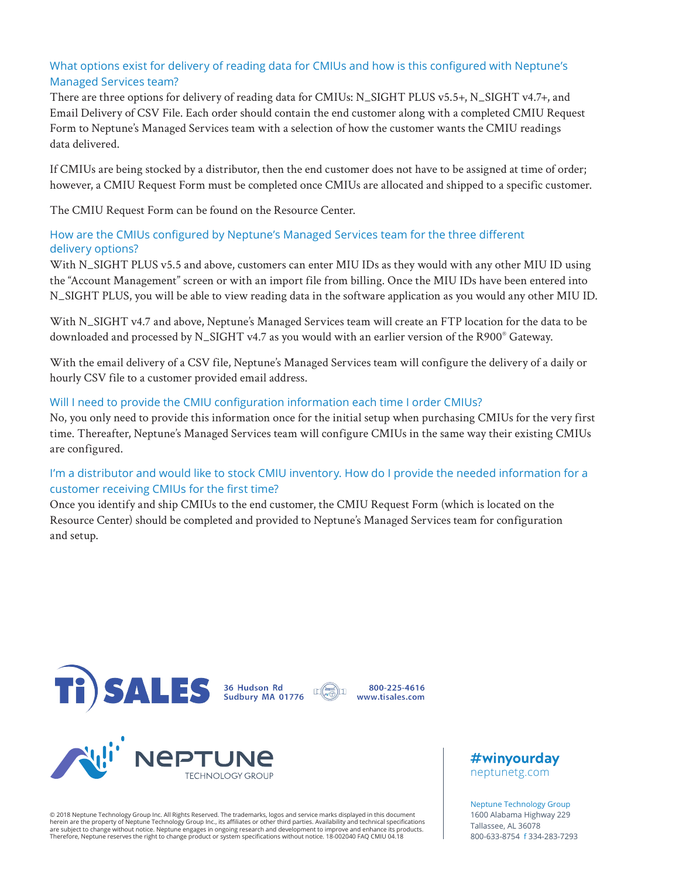### What options exist for delivery of reading data for CMIUs and how is this configured with Neptune's Managed Services team?

There are three options for delivery of reading data for CMIUs: N_SIGHT PLUS v5.5+, N_SIGHT v4.7+, and Email Delivery of CSV File. Each order should contain the end customer along with a completed CMIU Request Form to Neptune's Managed Services team with a selection of how the customer wants the CMIU readings data delivered.

If CMIUs are being stocked by a distributor, then the end customer does not have to be assigned at time of order; however, a CMIU Request Form must be completed once CMIUs are allocated and shipped to a specific customer.

The CMIU Request Form can be found on the Resource Center.

### How are the CMIUs configured by Neptune's Managed Services team for the three different delivery options?

With N_SIGHT PLUS v5.5 and above, customers can enter MIU IDs as they would with any other MIU ID using the "Account Management" screen or with an import file from billing. Once the MIU IDs have been entered into N_SIGHT PLUS, you will be able to view reading data in the software application as you would any other MIU ID.

With N_SIGHT v4.7 and above, Neptune's Managed Services team will create an FTP location for the data to be downloaded and processed by N_SIGHT v4.7 as you would with an earlier version of the R900® Gateway.

With the email delivery of a CSV file, Neptune's Managed Services team will configure the delivery of a daily or hourly CSV file to a customer provided email address.

### Will I need to provide the CMIU configuration information each time I order CMIUs?

No, you only need to provide this information once for the initial setup when purchasing CMIUs for the very first time. Thereafter, Neptune's Managed Services team will configure CMIUs in the same way their existing CMIUs are configured.

### I'm a distributor and would like to stock CMIU inventory. How do I provide the needed information for a customer receiving CMIUs for the first time?

Once you identify and ship CMIUs to the end customer, the CMIU Request Form (which is located on the Resource Center) should be completed and provided to Neptune's Managed Services team for configuration and setup.

Ti SALES
36 Hudson Rd
Sudbury MA 01776
800-225-4616
www.tisales.com

NEPTUNE TECHNOLOGY GROUP

#winyourday
neptunetg.com

Neptune Technology Group
1600 Alabama Highway 229
Tallassee, AL 36078
800-633-8754 f 334-283-7293

© 2018 Neptune Technology Group Inc. All Rights Reserved. The trademarks, logos and service marks displayed in this document herein are the property of Neptune Technology Group Inc., its affiliates or other third parties. Availability and technical specifications are subject to change without notice. Neptune engages in ongoing research and development to improve and enhance its products. Therefore, Neptune reserves the right to change product or system specifications without notice. 18-002040 FAQ CMIU 04.18